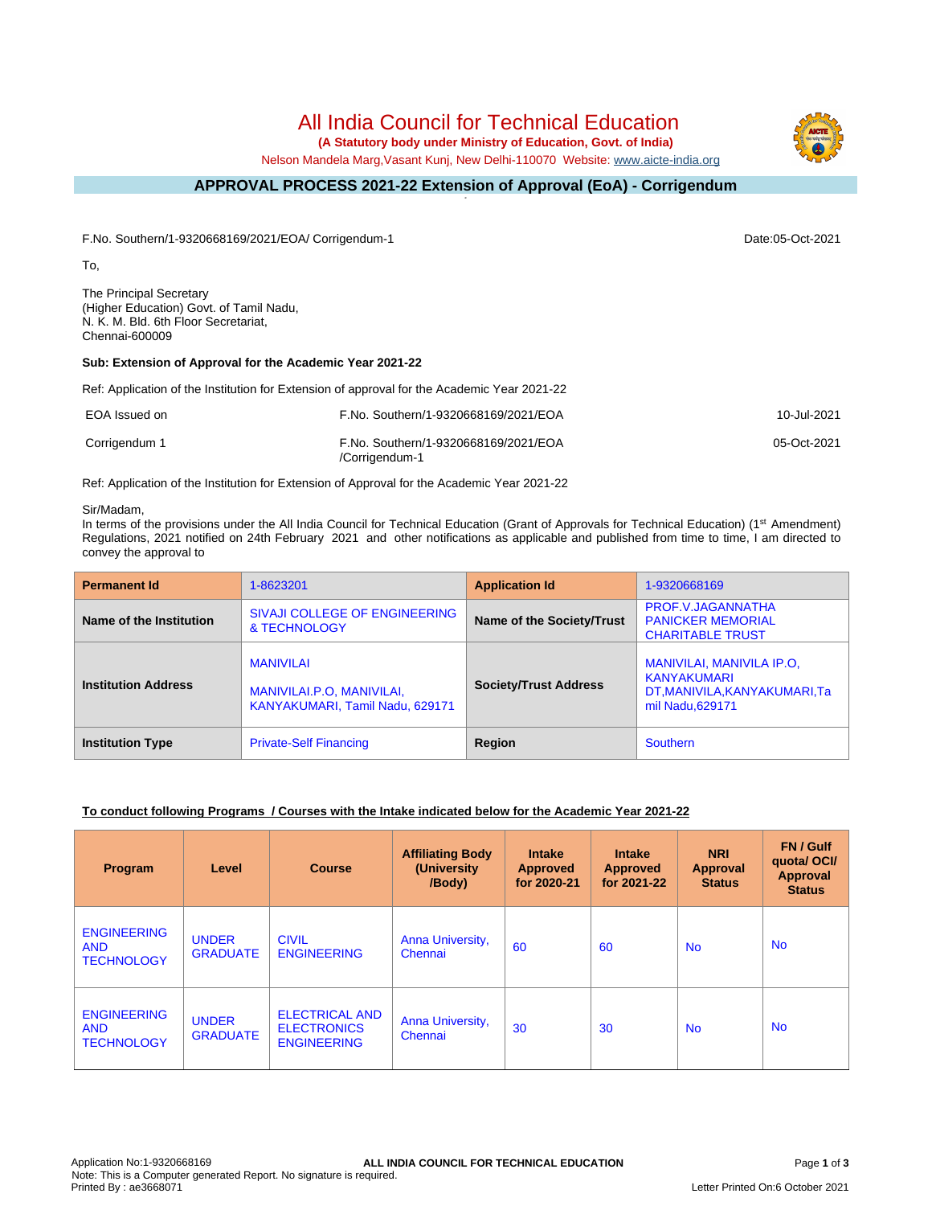# All India Council for Technical Education

**(A Statutory body under Ministry of Education, Govt. of India)**

Nelson Mandela Marg,Vasant Kunj, New Delhi-110070 Website: www.aicte-india.org

## APPROVAL PROCESS 2021-22 Extension of Approval (EoA) - Corrigendum

F.No. Southern/1-9320668169/2021/EOA/ Corrigendum-1

Date:05-Oct-2021

To,

The Principal Secretary
(Higher Education) Govt. of Tamil Nadu,
N. K. M. Bld. 6th Floor Secretariat,
Chennai-600009

**Sub: Extension of Approval for the Academic Year 2021-22**

Ref: Application of the Institution for Extension of approval for the Academic Year 2021-22

| | | |
|---|---|---|
| EOA Issued on | F.No. Southern/1-9320668169/2021/EOA | 10-Jul-2021 |
| Corrigendum 1 | F.No. Southern/1-9320668169/2021/EOA /Corrigendum-1 | 05-Oct-2021 |

Ref: Application of the Institution for Extension of Approval for the Academic Year 2021-22

Sir/Madam,

In terms of the provisions under the All India Council for Technical Education (Grant of Approvals for Technical Education) (1st Amendment) Regulations, 2021 notified on 24th February 2021 and other notifications as applicable and published from time to time, I am directed to convey the approval to

| **Permanent Id** | 1-8623201 | **Application Id** | 1-9320668169 |
|---|---|---|---|
| **Name of the Institution** | SIVAJI COLLEGE OF ENGINEERING & TECHNOLOGY | **Name of the Society/Trust** | PROF.V.JAGANNATHA PANICKER MEMORIAL CHARITABLE TRUST |
| **Institution Address** | MANIVILAI<br>MANIVILAI.P.O, MANIVILAI, KANYAKUMARI, Tamil Nadu, 629171 | **Society/Trust Address** | MANIVILAI, MANIVILA IP.O, KANYAKUMARI DT,MANIVILA,KANYAKUMARI,Tamil Nadu,629171 |
| **Institution Type** | Private-Self Financing | **Region** | Southern |

**To conduct following Programs / Courses with the Intake indicated below for the Academic Year 2021-22**

| Program | Level | Course | Affiliating Body (University /Body) | Intake Approved for 2020-21 | Intake Approved for 2021-22 | NRI Approval Status | FN / Gulf quota/ OCI/ Approval Status |
|---|---|---|---|---|---|---|---|
| ENGINEERING AND TECHNOLOGY | UNDER GRADUATE | CIVIL ENGINEERING | Anna University, Chennai | 60 | 60 | No | No |
| ENGINEERING AND TECHNOLOGY | UNDER GRADUATE | ELECTRICAL AND ELECTRONICS ENGINEERING | Anna University, Chennai | 30 | 30 | No | No |

Application No:1-9320668169
Note: This is a Computer generated Report. No signature is required.
Printed By : ae3668071

Letter Printed On:6 October 2021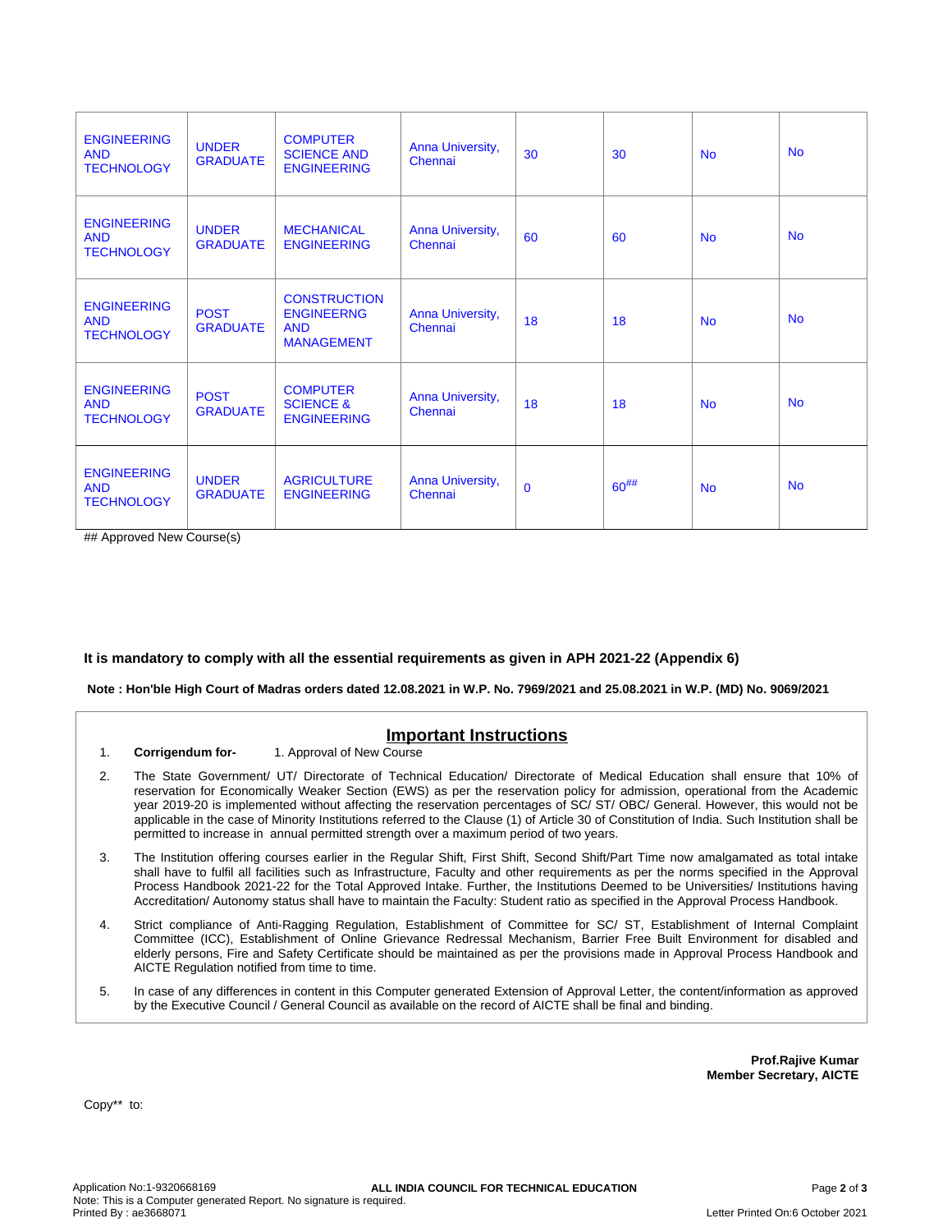| ENGINEERING AND TECHNOLOGY | UNDER GRADUATE | COMPUTER SCIENCE AND ENGINEERING | Anna University, Chennai | 30 | 30 | No | No |
|---|---|---|---|---|---|---|---|
| ENGINEERING AND TECHNOLOGY | UNDER GRADUATE | MECHANICAL ENGINEERING | Anna University, Chennai | 60 | 60 | No | No |
| ENGINEERING AND TECHNOLOGY | POST GRADUATE | CONSTRUCTION ENGINEERNG AND MANAGEMENT | Anna University, Chennai | 18 | 18 | No | No |
| ENGINEERING AND TECHNOLOGY | POST GRADUATE | COMPUTER SCIENCE & ENGINEERING | Anna University, Chennai | 18 | 18 | No | No |
| ENGINEERING AND TECHNOLOGY | UNDER GRADUATE | AGRICULTURE ENGINEERING | Anna University, Chennai | 0 | 60## | No | No |

## Approved New Course(s)

**It is mandatory to comply with all the essential requirements as given in APH 2021-22 (Appendix 6)**

**Note : Hon'ble High Court of Madras orders dated 12.08.2021 in W.P. No. 7969/2021 and 25.08.2021 in W.P. (MD) No. 9069/2021**

## Important Instructions

1. **Corrigendum for-** 1. Approval of New Course
2. The State Government/ UT/ Directorate of Technical Education/ Directorate of Medical Education shall ensure that 10% of reservation for Economically Weaker Section (EWS) as per the reservation policy for admission, operational from the Academic year 2019-20 is implemented without affecting the reservation percentages of SC/ ST/ OBC/ General. However, this would not be applicable in the case of Minority Institutions referred to the Clause (1) of Article 30 of Constitution of India. Such Institution shall be permitted to increase in annual permitted strength over a maximum period of two years.
3. The Institution offering courses earlier in the Regular Shift, First Shift, Second Shift/Part Time now amalgamated as total intake shall have to fulfil all facilities such as Infrastructure, Faculty and other requirements as per the norms specified in the Approval Process Handbook 2021-22 for the Total Approved Intake. Further, the Institutions Deemed to be Universities/ Institutions having Accreditation/ Autonomy status shall have to maintain the Faculty: Student ratio as specified in the Approval Process Handbook.
4. Strict compliance of Anti-Ragging Regulation, Establishment of Committee for SC/ ST, Establishment of Internal Complaint Committee (ICC), Establishment of Online Grievance Redressal Mechanism, Barrier Free Built Environment for disabled and elderly persons, Fire and Safety Certificate should be maintained as per the provisions made in Approval Process Handbook and AICTE Regulation notified from time to time.
5. In case of any differences in content in this Computer generated Extension of Approval Letter, the content/information as approved by the Executive Council / General Council as available on the record of AICTE shall be final and binding.

**Prof.Rajive Kumar**
**Member Secretary, AICTE**

Copy** to:

Application No:1-9320668169
Note: This is a Computer generated Report. No signature is required.
Printed By : ae3668071
Letter Printed On:6 October 2021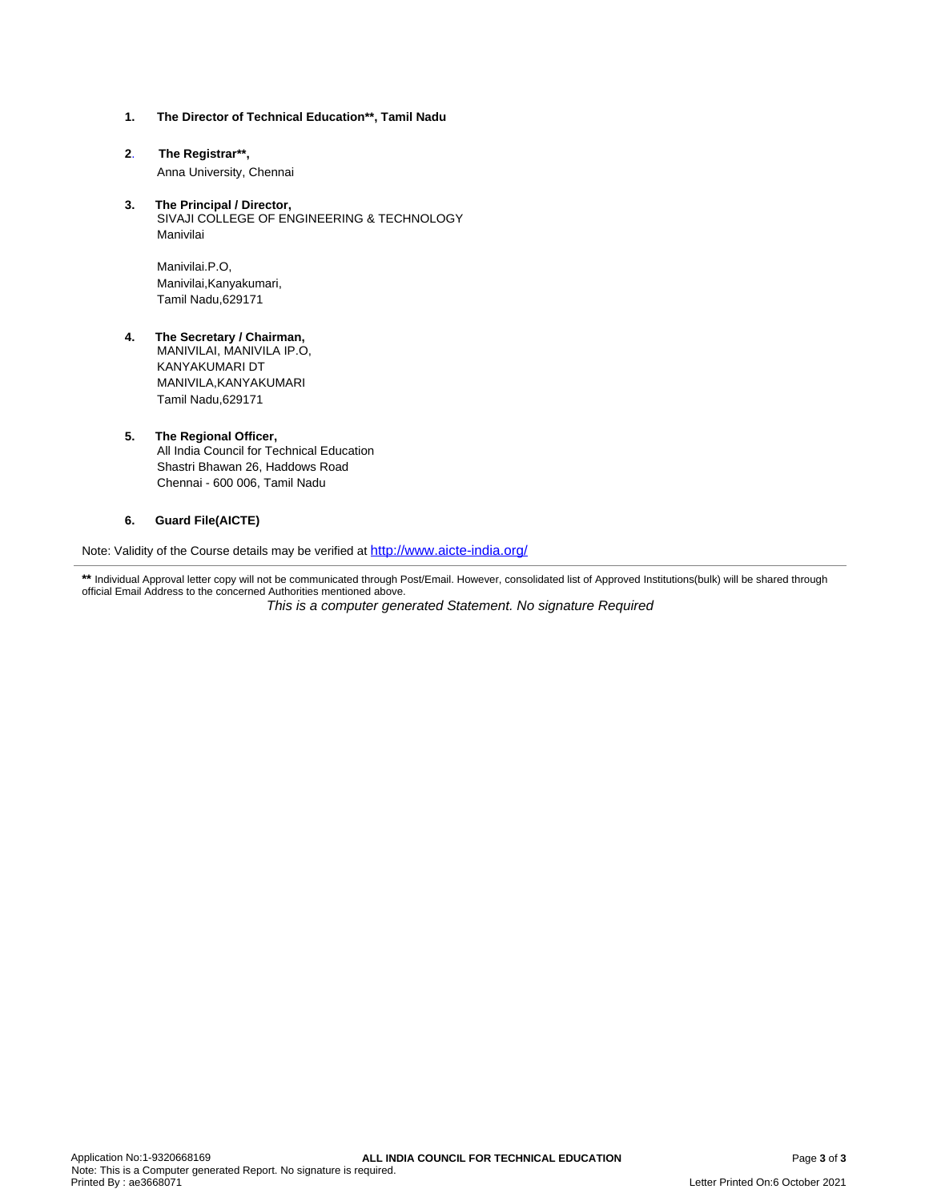1. **The Director of Technical Education\*\*, Tamil Nadu**

2. **The Registrar\*\*,**
   Anna University, Chennai

3. **The Principal / Director,**
   SIVAJI COLLEGE OF ENGINEERING & TECHNOLOGY
   Manivilai

   Manivilai.P.O,
   Manivilai,Kanyakumari,
   Tamil Nadu,629171

4. **The Secretary / Chairman,**
   MANIVILAI, MANIVILA IP.O,
   KANYAKUMARI DT
   MANIVILA,KANYAKUMARI
   Tamil Nadu,629171

5. **The Regional Officer,**
   All India Council for Technical Education
   Shastri Bhawan 26, Haddows Road
   Chennai - 600 006, Tamil Nadu

6. **Guard File(AICTE)**

Note: Validity of the Course details may be verified at http://www.aicte-india.org/

---

**\*\*** Individual Approval letter copy will not be communicated through Post/Email. However, consolidated list of Approved Institutions(bulk) will be shared through official Email Address to the concerned Authorities mentioned above.

*This is a computer generated Statement. No signature Required*

Application No:1-9320668169
Note: This is a Computer generated Report. No signature is required.
Printed By : ae3668071

**ALL INDIA COUNCIL FOR TECHNICAL EDUCATION**

Letter Printed On:6 October 2021